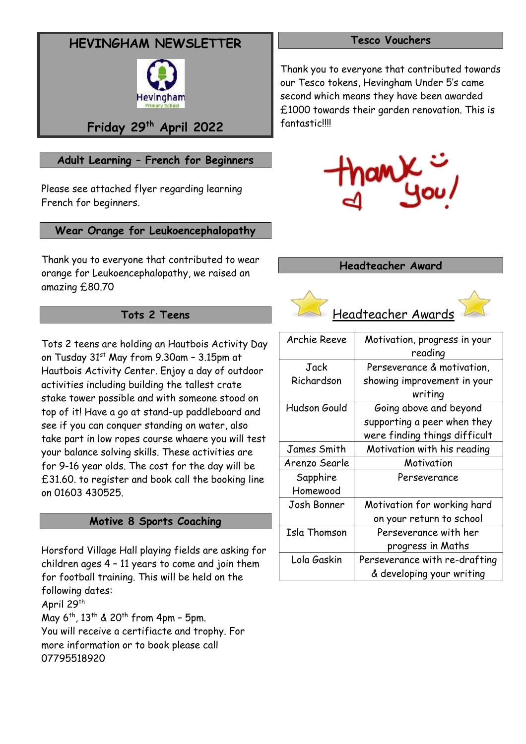# HEVINGHAM NEWSLETTER

Friday 29th April 2022

## Adult Learning – French for Beginners

Please see attached flyer regarding learning French for beginners.

## Wear Orange for Leukoencephalopathy

Thank you to everyone that contributed to wear orange for Leukoencephalopathy, we raised an amazing £80.70

## Tots 2 Teens

Tots 2 teens are holding an Hautbois Activity Day on Tuesday 31st May from 9.30am – 3.15pm at Hautbois Activity Center. Enjoy a day of outdoor activities including building the tallest crate stake tower possible and with someone stood on top of it! Have a go at stand-up paddleboard and see if you can conquer standing on water, also take part in low ropes course whaere you will test your balance solving skills. These activities are for 9-16 year olds. The cost for the day will be £31.60. to register and book call the booking line on 01603 430525.

## Motive 8 Sports Coaching

Horsford Village Hall playing fields are asking for children ages 4 – 11 years to come and join them for football training. This will be held on the following dates:
April 29th
May 6th, 13th & 20th from 4pm – 5pm.
You will receive a certifiacte and trophy. For more information or to book please call 07795518920

## Tesco Vouchers

Thank you to everyone that contributed towards our Tesco tokens, Hevingham Under 5's came second which means they have been awarded £1000 towards their garden renovation. This is fantastic!!!!

## Headteacher Award

### Headteacher Awards

| | |
|---|---|
| Archie Reeve | Motivation, progress in your reading |
| Jack Richardson | Perseverance & motivation, showing improvement in your writing |
| Hudson Gould | Going above and beyond supporting a peer when they were finding things difficult |
| James Smith | Motivation with his reading |
| Arenzo Searle | Motivation |
| Sapphire Homewood | Perseverance |
| Josh Bonner | Motivation for working hard on your return to school |
| Isla Thomson | Perseverance with her progress in Maths |
| Lola Gaskin | Perseverance with re-drafting & developing your writing |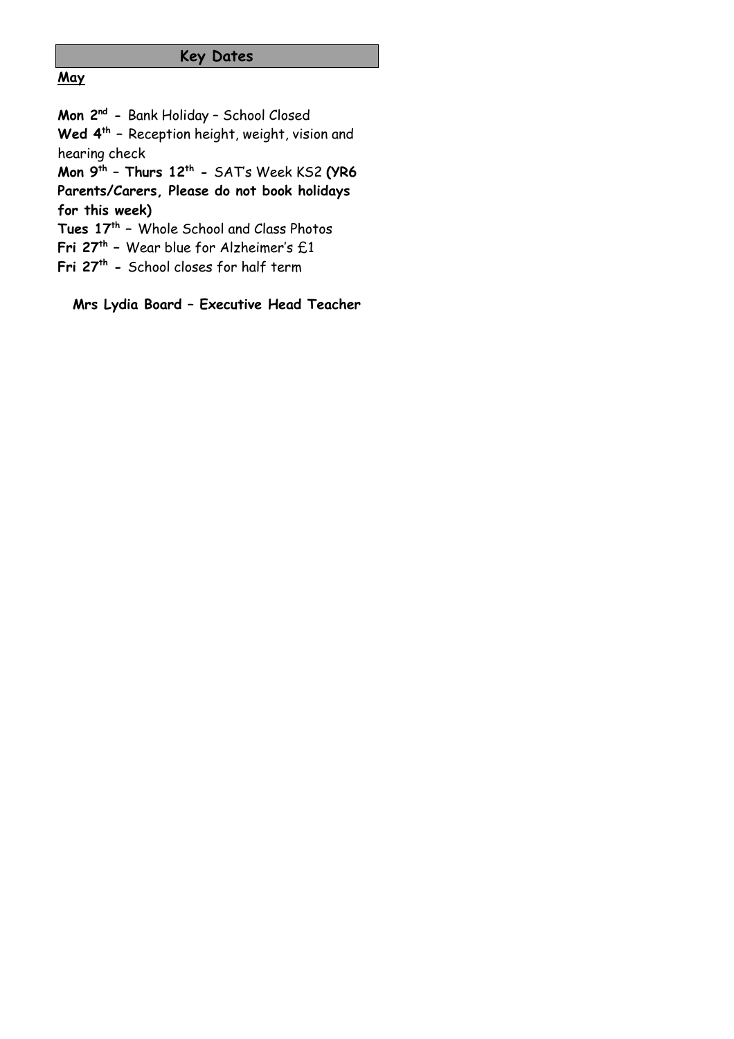## Key Dates

**May**

**Mon 2nd -** Bank Holiday – School Closed
**Wed 4th –** Reception height, weight, vision and hearing check
**Mon 9th – Thurs 12th -** SAT's Week KS2 **(YR6 Parents/Carers, Please do not book holidays for this week)**
**Tues 17th –** Whole School and Class Photos
**Fri 27th –** Wear blue for Alzheimer's £1
**Fri 27th -** School closes for half term

**Mrs Lydia Board – Executive Head Teacher**